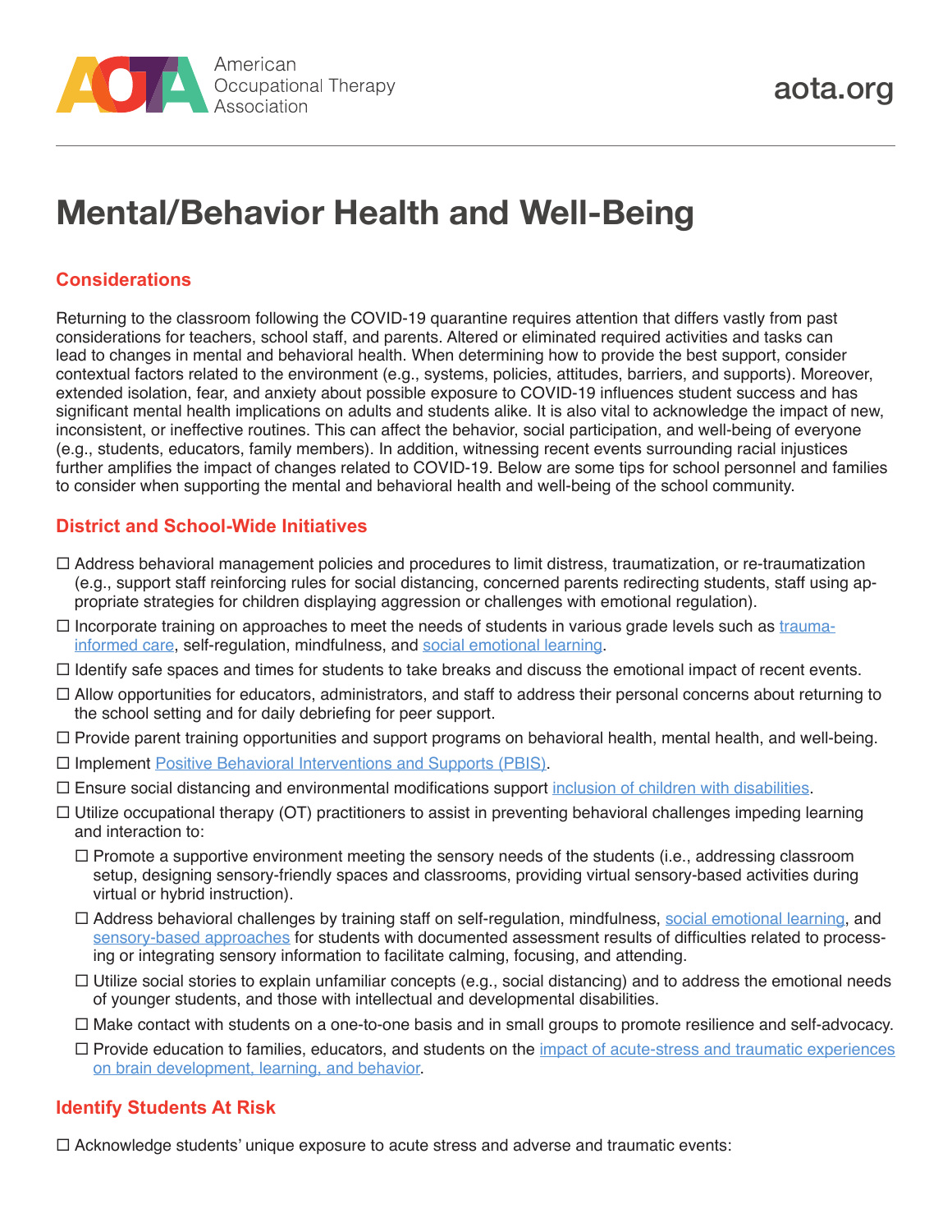# Mental/Behavior Health and Well-Being

## Considerations

Returning to the classroom following the COVID-19 quarantine requires attention that differs vastly from past considerations for teachers, school staff, and parents. Altered or eliminated required activities and tasks can lead to changes in mental and behavioral health. When determining how to provide the best support, consider contextual factors related to the environment (e.g., systems, policies, attitudes, barriers, and supports). Moreover, extended isolation, fear, and anxiety about possible exposure to COVID-19 influences student success and has significant mental health implications on adults and students alike. It is also vital to acknowledge the impact of new, inconsistent, or ineffective routines. This can affect the behavior, social participation, and well-being of everyone (e.g., students, educators, family members). In addition, witnessing recent events surrounding racial injustices further amplifies the impact of changes related to COVID-19. Below are some tips for school personnel and families to consider when supporting the mental and behavioral health and well-being of the school community.

## District and School-Wide Initiatives

- ☐ Address behavioral management policies and procedures to limit distress, traumatization, or re-traumatization (e.g., support staff reinforcing rules for social distancing, concerned parents redirecting students, staff using appropriate strategies for children displaying aggression or challenges with emotional regulation).
- ☐ Incorporate training on approaches to meet the needs of students in various grade levels such as trauma-informed care, self-regulation, mindfulness, and social emotional learning.
- ☐ Identify safe spaces and times for students to take breaks and discuss the emotional impact of recent events.
- ☐ Allow opportunities for educators, administrators, and staff to address their personal concerns about returning to the school setting and for daily debriefing for peer support.
- ☐ Provide parent training opportunities and support programs on behavioral health, mental health, and well-being.
- ☐ Implement Positive Behavioral Interventions and Supports (PBIS).
- ☐ Ensure social distancing and environmental modifications support inclusion of children with disabilities.
- ☐ Utilize occupational therapy (OT) practitioners to assist in preventing behavioral challenges impeding learning and interaction to:
  - ☐ Promote a supportive environment meeting the sensory needs of the students (i.e., addressing classroom setup, designing sensory-friendly spaces and classrooms, providing virtual sensory-based activities during virtual or hybrid instruction).
  - ☐ Address behavioral challenges by training staff on self-regulation, mindfulness, social emotional learning, and sensory-based approaches for students with documented assessment results of difficulties related to processing or integrating sensory information to facilitate calming, focusing, and attending.
  - ☐ Utilize social stories to explain unfamiliar concepts (e.g., social distancing) and to address the emotional needs of younger students, and those with intellectual and developmental disabilities.
  - ☐ Make contact with students on a one-to-one basis and in small groups to promote resilience and self-advocacy.
  - ☐ Provide education to families, educators, and students on the impact of acute-stress and traumatic experiences on brain development, learning, and behavior.

## Identify Students At Risk

- ☐ Acknowledge students' unique exposure to acute stress and adverse and traumatic events: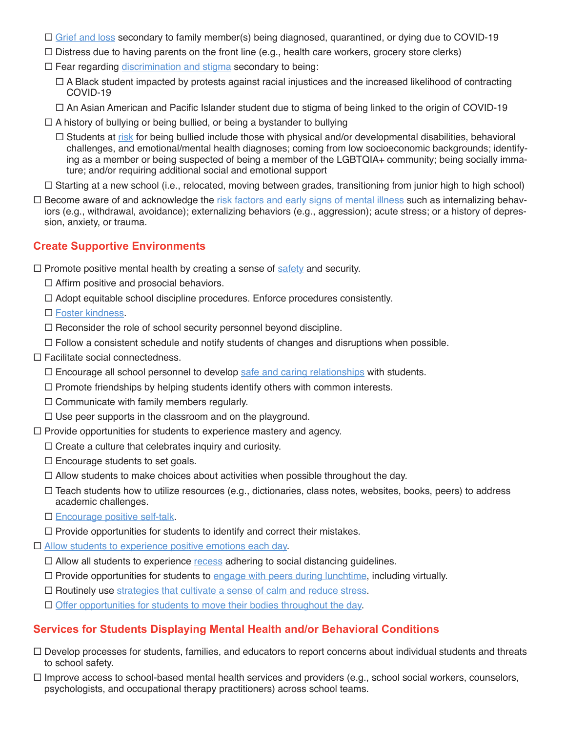- ☐ [Grief and loss](#) secondary to family member(s) being diagnosed, quarantined, or dying due to COVID-19
  - ☐ Distress due to having parents on the front line (e.g., health care workers, grocery store clerks)
  - ☐ Fear regarding [discrimination and stigma](#) secondary to being:
    - ☐ A Black student impacted by protests against racial injustices and the increased likelihood of contracting COVID-19
    - ☐ An Asian American and Pacific Islander student due to stigma of being linked to the origin of COVID-19
  - ☐ A history of bullying or being bullied, or being a bystander to bullying
    - ☐ Students at [risk](#) for being bullied include those with physical and/or developmental disabilities, behavioral challenges, and emotional/mental health diagnoses; coming from low socioeconomic backgrounds; identifying as a member or being suspected of being a member of the LGBTQIA+ community; being socially immature; and/or requiring additional social and emotional support
  - ☐ Starting at a new school (i.e., relocated, moving between grades, transitioning from junior high to high school)
- ☐ Become aware of and acknowledge the [risk factors and early signs of mental illness](#) such as internalizing behaviors (e.g., withdrawal, avoidance); externalizing behaviors (e.g., aggression); acute stress; or a history of depression, anxiety, or trauma.

## Create Supportive Environments

- ☐ Promote positive mental health by creating a sense of [safety](#) and security.
  - ☐ Affirm positive and prosocial behaviors.
  - ☐ Adopt equitable school discipline procedures. Enforce procedures consistently.
  - ☐ [Foster kindness](#).
  - ☐ Reconsider the role of school security personnel beyond discipline.
  - ☐ Follow a consistent schedule and notify students of changes and disruptions when possible.
- ☐ Facilitate social connectedness.
  - ☐ Encourage all school personnel to develop [safe and caring relationships](#) with students.
  - ☐ Promote friendships by helping students identify others with common interests.
  - ☐ Communicate with family members regularly.
  - ☐ Use peer supports in the classroom and on the playground.
- ☐ Provide opportunities for students to experience mastery and agency.
  - ☐ Create a culture that celebrates inquiry and curiosity.
  - ☐ Encourage students to set goals.
  - ☐ Allow students to make choices about activities when possible throughout the day.
  - ☐ Teach students how to utilize resources (e.g., dictionaries, class notes, websites, books, peers) to address academic challenges.
  - ☐ [Encourage positive self-talk](#).
  - ☐ Provide opportunities for students to identify and correct their mistakes.
- ☐ [Allow students to experience positive emotions each day](#).
  - ☐ Allow all students to experience [recess](#) adhering to social distancing guidelines.
  - ☐ Provide opportunities for students to [engage with peers during lunchtime](#), including virtually.
  - ☐ Routinely use [strategies that cultivate a sense of calm and reduce stress](#).
  - ☐ [Offer opportunities for students to move their bodies throughout the day](#).

## Services for Students Displaying Mental Health and/or Behavioral Conditions

- ☐ Develop processes for students, families, and educators to report concerns about individual students and threats to school safety.
- ☐ Improve access to school-based mental health services and providers (e.g., school social workers, counselors, psychologists, and occupational therapy practitioners) across school teams.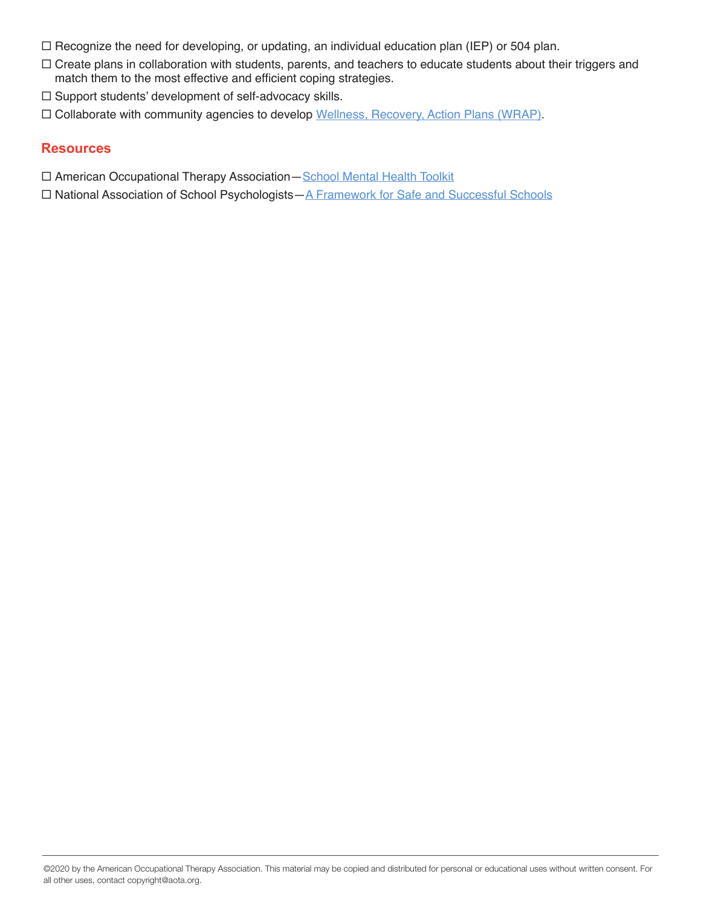- ☐ Recognize the need for developing, or updating, an individual education plan (IEP) or 504 plan.
- ☐ Create plans in collaboration with students, parents, and teachers to educate students about their triggers and match them to the most effective and efficient coping strategies.
- ☐ Support students' development of self-advocacy skills.
- ☐ Collaborate with community agencies to develop Wellness, Recovery, Action Plans (WRAP).

## Resources

- ☐ American Occupational Therapy Association—School Mental Health Toolkit
- ☐ National Association of School Psychologists—A Framework for Safe and Successful Schools

©2020 by the American Occupational Therapy Association. This material may be copied and distributed for personal or educational uses without written consent. For all other uses, contact copyright@aota.org.